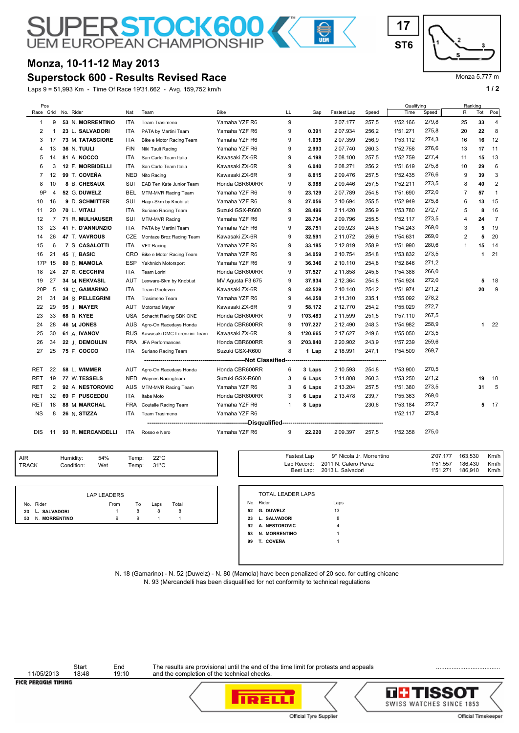# SUPERSTOCK600 UEM EUROPEAN CHAMPIONSHIP

17
ST6

Monza 5.777 m

## Monza, 10-11-12 May 2013
## Superstock 600 - Results Revised Race

Laps 9 = 51,993 Km - Time Of Race 19'31.662 - Avg. 159,752 km/h

| Pos Race | Grid | No. | Rider | Nat | Team | Bike | LL | Gap | Fastest Lap | Speed | Qualifying Time | Qualifying Speed | Ranking R | Ranking Tot | Ranking Pos |
|---|---|---|---|---|---|---|---|---|---|---|---|---|---|---|---|
| 1 | 9 | 53 | N. MORRENTINO | ITA | Team Trasimeno | Yamaha YZF R6 | 9 | | 2'07.177 | 257,5 | 1'52.166 | 279,8 | 25 | 33 | 4 |
| 2 | 1 | 23 | L. SALVADORI | ITA | PATA by Martini Team | Yamaha YZF R6 | 9 | 0.391 | 2'07.934 | 256,2 | 1'51.271 | 275,8 | 20 | 22 | 8 |
| 3 | 17 | 73 | M. TATASCIORE | ITA | Bike e Motor Racing Team | Yamaha YZF R6 | 9 | 1.035 | 2'07.359 | 256,9 | 1'53.112 | 274,3 | 16 | 16 | 12 |
| 4 | 13 | 36 | N. TUULI | FIN | Niki Tuuli Racing | Yamaha YZF R6 | 9 | 2.993 | 2'07.740 | 260,3 | 1'52.758 | 276,6 | 13 | 17 | 11 |
| 5 | 14 | 81 | A. NOCCO | ITA | San Carlo Team Italia | Kawasaki ZX-6R | 9 | 4.198 | 2'08.100 | 257,5 | 1'52.759 | 277,4 | 11 | 15 | 13 |
| 6 | 3 | 12 | F. MORBIDELLI | ITA | San Carlo Team Italia | Kawasaki ZX-6R | 9 | 6.040 | 2'08.271 | 256,2 | 1'51.619 | 275,8 | 10 | 29 | 6 |
| 7 | 12 | 99 | T. COVEÑA | NED | Nito Racing | Kawasaki ZX-6R | 9 | 8.815 | 2'09.476 | 257,5 | 1'52.435 | 276,6 | 9 | 39 | 3 |
| 8 | 10 | 8 | B. CHESAUX | SUI | EAB Ten Kate Junior Team | Honda CBR600RR | 9 | 8.988 | 2'09.446 | 257,5 | 1'52.211 | 273,5 | 8 | 40 | 2 |
| 9P | 4 | 52 | G. DUWELZ | BEL | MTM-MVR Racing Team | Yamaha YZF R6 | 9 | 23.129 | 2'07.789 | 254,8 | 1'51.690 | 272,0 | 7 | 57 | 1 |
| 10 | 16 | 9 | D. SCHMITTER | SUI | Hagn-Skm by Knobi.at | Yamaha YZF R6 | 9 | 27.056 | 2'10.694 | 255,5 | 1'52.949 | 275,8 | 6 | 13 | 15 |
| 11 | 20 | 70 | L. VITALI | ITA | Suriano Racing Team | Suzuki GSX-R600 | 9 | 28.496 | 2'11.420 | 256,9 | 1'53.780 | 272,7 | 5 | 8 | 16 |
| 12 | 7 | 71 | R. MULHAUSER | SUI | MTM-MVR Racing | Yamaha YZF R6 | 9 | 28.734 | 2'09.796 | 255,5 | 1'52.117 | 273,5 | 4 | 24 | 7 |
| 13 | 23 | 41 | F. D'ANNUNZIO | ITA | PATA by Martini Team | Yamaha YZF R6 | 9 | 28.751 | 2'09.923 | 244,6 | 1'54.243 | 269,0 | 3 | 5 | 19 |
| 14 | 26 | 47 | T. VAVROUS | CZE | Montaze Broz Racing Team | Kawasaki ZX-6R | 9 | 32.591 | 2'11.072 | 256,9 | 1'54.631 | 269,0 | 2 | 5 | 20 |
| 15 | 6 | 7 | S. CASALOTTI | ITA | VFT Racing | Yamaha YZF R6 | 9 | 33.185 | 2'12.819 | 258,9 | 1'51.990 | 280,6 | 1 | 15 | 14 |
| 16 | 21 | 45 | T. BASIC | CRO | Bike e Motor Racing Team | Yamaha YZF R6 | 9 | 34.059 | 2'10.754 | 254,8 | 1'53.832 | 273,5 | | 1 | 21 |
| 17P | 15 | 80 | D. MAMOLA | ESP | Yakhnich Motorsport | Yamaha YZF R6 | 9 | 36.346 | 2'10.110 | 254,8 | 1'52.846 | 271,2 | | | |
| 18 | 24 | 27 | R. CECCHINI | ITA | Team Lorini | Honda CBR600RR | 9 | 37.527 | 2'11.858 | 245,8 | 1'54.388 | 266,0 | | | |
| 19 | 27 | 34 | M. NEKVASIL | AUT | Lexware-Skm by Knobi.at | MV Agusta F3 675 | 9 | 37.934 | 2'12.364 | 254,8 | 1'54.924 | 272,0 | | 5 | 18 |
| 20P | 5 | 18 | C. GAMARINO | ITA | Team Goeleven | Kawasaki ZX-6R | 9 | 42.529 | 2'10.140 | 254,2 | 1'51.974 | 271,2 | | 20 | 9 |
| 21 | 31 | 24 | S. PELLEGRINI | ITA | Trasimeno Team | Yamaha YZF R6 | 9 | 44.258 | 2'11.310 | 235,1 | 1'55.092 | 278,2 | | | |
| 22 | 29 | 95 | J. MAYER | AUT | Motorrad Mayer | Kawasaki ZX-6R | 9 | 58.172 | 2'12.770 | 254,2 | 1'55.029 | 272,7 | | | |
| 23 | 33 | 68 | B. KYEE | USA | Schacht Racing SBK ONE | Honda CBR600RR | 9 | 1'03.483 | 2'11.599 | 251,5 | 1'57.110 | 267,5 | | | |
| 24 | 28 | 46 | M. JONES | AUS | Agro-On Racedays Honda | Honda CBR600RR | 9 | 1'07.227 | 2'12.490 | 248,3 | 1'54.982 | 258,9 | | 1 | 22 |
| 25 | 30 | 61 | A. IVANOV | RUS | Kawasaki DMC-Lorenzini Team | Kawasaki ZX-6R | 9 | 1'20.665 | 2'17.627 | 249,6 | 1'55.050 | 273,5 | | | |
| 26 | 34 | 22 | J. DEMOULIN | FRA | JFA Performances | Honda CBR600RR | 9 | 2'03.840 | 2'20.902 | 243,9 | 1'57.239 | 259,6 | | | |
| 27 | 25 | 75 | F. COCCO | ITA | Suriano Racing Team | Suzuki GSX-R600 | 8 | 1 Lap | 2'18.991 | 247,1 | 1'54.509 | 269,7 | | | |
| **Not Classified** | | | | | | | | | | | | | | | |
| RET | 22 | 58 | L. WIMMER | AUT | Agro-On Racedays Honda | Honda CBR600RR | 6 | 3 Laps | 2'10.593 | 254,8 | 1'53.900 | 270,5 | | | |
| RET | 19 | 77 | W. TESSELS | NED | Waynes Racingteam | Suzuki GSX-R600 | 3 | 6 Laps | 2'11.808 | 260,3 | 1'53.250 | 271,2 | | 19 | 10 |
| RET | 2 | 92 | A. NESTOROVIC | AUS | MTM-MVR Racing Team | Yamaha YZF R6 | 3 | 6 Laps | 2'13.204 | 257,5 | 1'51.380 | 273,5 | | 31 | 5 |
| RET | 32 | 69 | E. PUSCEDDU | ITA | Itaba Moto | Honda CBR600RR | 3 | 6 Laps | 2'13.478 | 239,7 | 1'55.363 | 269,0 | | | |
| RET | 18 | 88 | M. MARCHAL | FRA | Coutelle Racing Team | Yamaha YZF R6 | 1 | 8 Laps | | 230,6 | 1'53.184 | 272,7 | | 5 | 17 |
| NS | 8 | 26 | N. STIZZA | ITA | Team Trasimeno | Yamaha YZF R6 | | | | | 1'52.117 | 275,8 | | | |
| **Disqualified** | | | | | | | | | | | | | | | |
| DIS | 11 | 93 | R. MERCANDELLI | ITA | Rosso e Nero | Yamaha YZF R6 | 9 | 22.220 | 2'09.397 | 257,5 | 1'52.358 | 275,0 | | | |

| | | | | |
|---|---|---|---|---|
| AIR | Humidity: | 54% | Temp: | 22°C |
| TRACK | Condition: | Wet | Temp: | 31°C |

| | | | | |
|---|---|---|---|---|
| Fastest Lap | 9° Nicola Jr. Morrentino | 2'07.177 | 163,530 | Km/h |
| Lap Record: | 2011 N. Calero Perez | 1'51.557 | 186,430 | Km/h |
| Best Lap: | 2013 L. Salvadori | 1'51.271 | 186,910 | Km/h |

**LAP LEADERS**

| No. | Rider | From | To | Laps | Total |
|---|---|---|---|---|---|
| 23 | L. SALVADORI | 1 | 8 | 8 | 8 |
| 53 | N. MORRENTINO | 9 | 9 | 1 | 1 |

**TOTAL LEADER LAPS**

| No. | Rider | Laps |
|---|---|---|
| 52 | G. DUWELZ | 13 |
| 23 | L. SALVADORI | 8 |
| 92 | A. NESTOROVIC | 4 |
| 53 | N. MORRENTINO | 1 |
| 99 | T. COVEÑA | 1 |

N. 18 (Gamarino) - N. 52 (Duwelz) - N. 80 (Mamola) have been penalized of 20 sec. for cutting chicane
N. 93 (Mercandelli has been disqualified for not conformity to technical regulations

11/05/2013 Start 18:48 End 19:10

The results are provisional until the end of the time limit for protests and appeals and the completion of the technical checks.

.....................................

FICR PERUGIA TIMING

PIRELLI Official Tyre Supplier

TISSOT SWISS WATCHES SINCE 1853 Official Timekeeper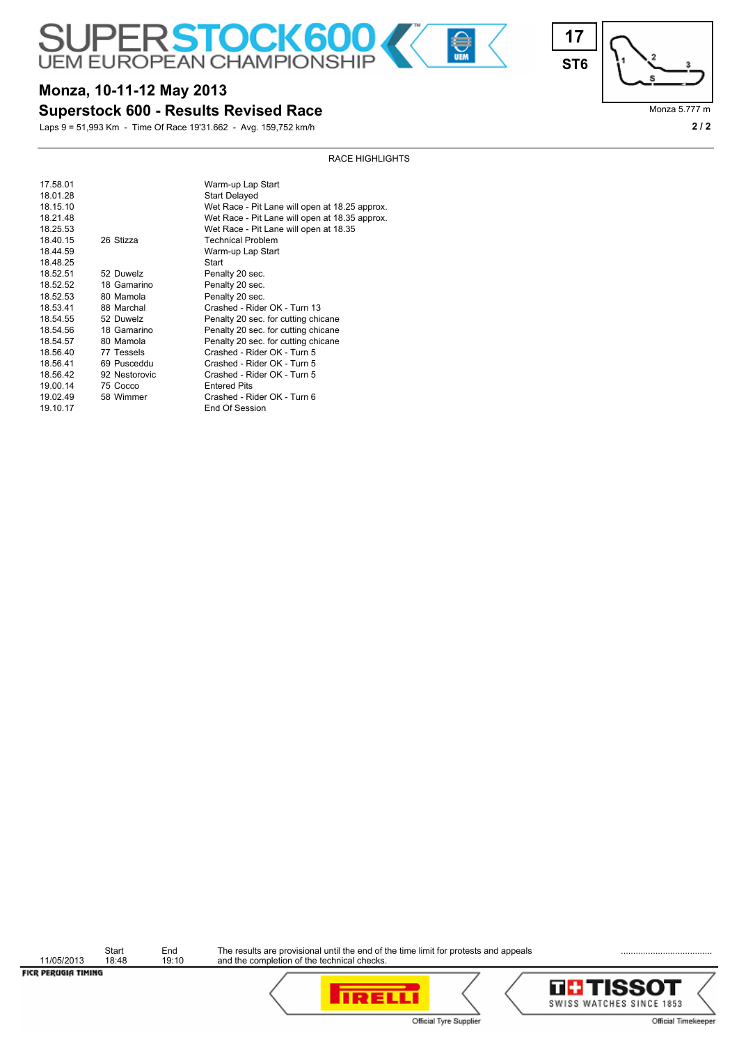# SUPERSTOCK600 UEM EUROPEAN CHAMPIONSHIP

17
ST6

Monza 5.777 m

## Monza, 10-11-12 May 2013

## Superstock 600 - Results Revised Race

Laps 9 = 51,993 Km - Time Of Race 19'31.662 - Avg. 159,752 km/h

RACE HIGHLIGHTS

| | | |
|---|---|---|
| 17.58.01 | | Warm-up Lap Start |
| 18.01.28 | | Start Delayed |
| 18.15.10 | | Wet Race - Pit Lane will open at 18.25 approx. |
| 18.21.48 | | Wet Race - Pit Lane will open at 18.35 approx. |
| 18.25.53 | | Wet Race - Pit Lane will open at 18.35 |
| 18.40.15 | 26 Stizza | Technical Problem |
| 18.44.59 | | Warm-up Lap Start |
| 18.48.25 | | Start |
| 18.52.51 | 52 Duwelz | Penalty 20 sec. |
| 18.52.52 | 18 Gamarino | Penalty 20 sec. |
| 18.52.53 | 80 Mamola | Penalty 20 sec. |
| 18.53.41 | 88 Marchal | Crashed - Rider OK - Turn 13 |
| 18.54.55 | 52 Duwelz | Penalty 20 sec. for cutting chicane |
| 18.54.56 | 18 Gamarino | Penalty 20 sec. for cutting chicane |
| 18.54.57 | 80 Mamola | Penalty 20 sec. for cutting chicane |
| 18.56.40 | 77 Tessels | Crashed - Rider OK - Turn 5 |
| 18.56.41 | 69 Pusceddu | Crashed - Rider OK - Turn 5 |
| 18.56.42 | 92 Nestorovic | Crashed - Rider OK - Turn 5 |
| 19.00.14 | 75 Cocco | Entered Pits |
| 19.02.49 | 58 Wimmer | Crashed - Rider OK - Turn 6 |
| 19.10.17 | | End Of Session |

| | Start | End |
|---|---|---|
| 11/05/2013 | 18:48 | 19:10 |

The results are provisional until the end of the time limit for protests and appeals and the completion of the technical checks.

.....................................

FICR PERUGIA TIMING

PIRELLI Official Tyre Supplier

TISSOT SWISS WATCHES SINCE 1853 Official Timekeeper